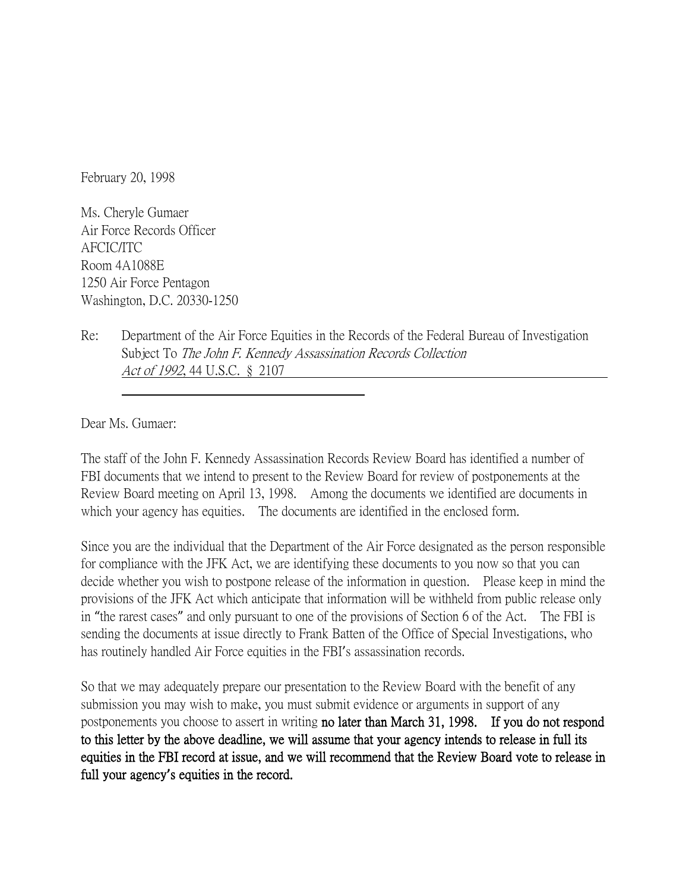February 20, 1998

Ms. Cheryle Gumaer
Air Force Records Officer
AFCIC/ITC
Room 4A1088E
1250 Air Force Pentagon
Washington, D.C. 20330-1250

Re: Department of the Air Force Equities in the Records of the Federal Bureau of Investigation Subject To *The John F. Kennedy Assassination Records Collection Act of 1992*, 44 U.S.C. § 2107

Dear Ms. Gumaer:

The staff of the John F. Kennedy Assassination Records Review Board has identified a number of FBI documents that we intend to present to the Review Board for review of postponements at the Review Board meeting on April 13, 1998. Among the documents we identified are documents in which your agency has equities. The documents are identified in the enclosed form.

Since you are the individual that the Department of the Air Force designated as the person responsible for compliance with the JFK Act, we are identifying these documents to you now so that you can decide whether you wish to postpone release of the information in question. Please keep in mind the provisions of the JFK Act which anticipate that information will be withheld from public release only in "the rarest cases" and only pursuant to one of the provisions of Section 6 of the Act. The FBI is sending the documents at issue directly to Frank Batten of the Office of Special Investigations, who has routinely handled Air Force equities in the FBI's assassination records.

So that we may adequately prepare our presentation to the Review Board with the benefit of any submission you may wish to make, you must submit evidence or arguments in support of any postponements you choose to assert in writing **no later than March 31, 1998. If you do not respond to this letter by the above deadline, we will assume that your agency intends to release in full its equities in the FBI record at issue, and we will recommend that the Review Board vote to release in full your agency's equities in the record.**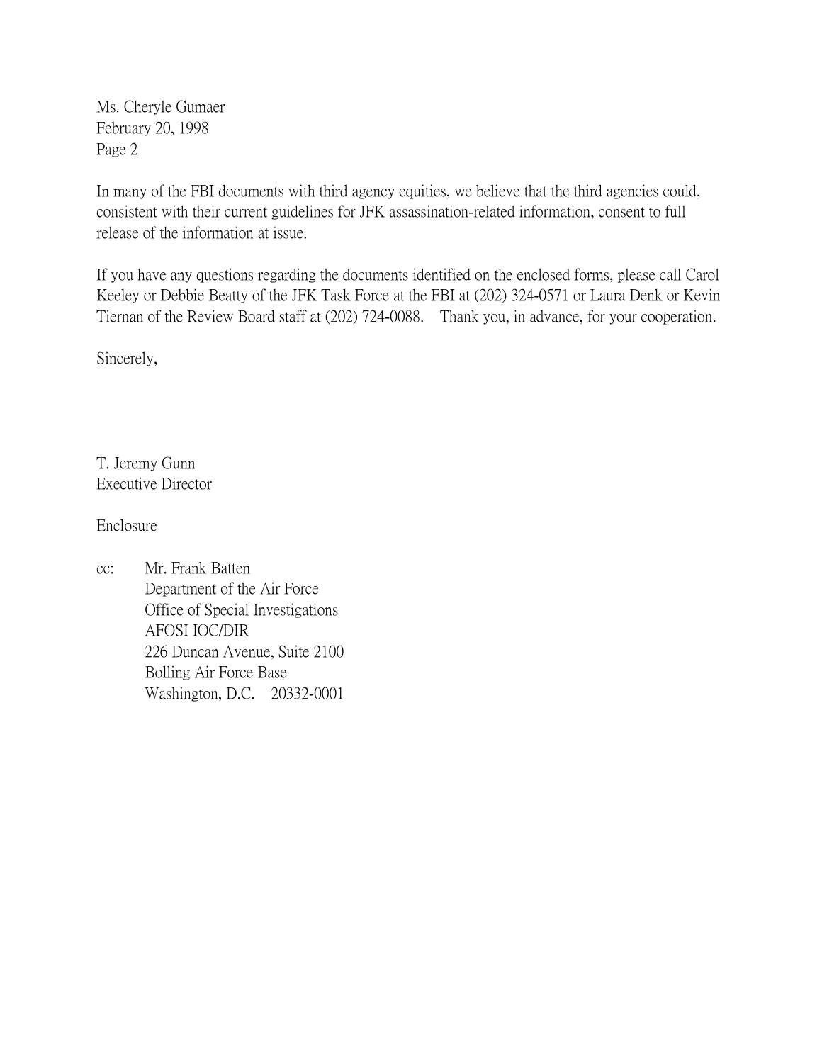Ms. Cheryle Gumaer
February 20, 1998
Page 2

In many of the FBI documents with third agency equities, we believe that the third agencies could, consistent with their current guidelines for JFK assassination-related information, consent to full release of the information at issue.

If you have any questions regarding the documents identified on the enclosed forms, please call Carol Keeley or Debbie Beatty of the JFK Task Force at the FBI at (202) 324-0571 or Laura Denk or Kevin Tiernan of the Review Board staff at (202) 724-0088. Thank you, in advance, for your cooperation.

Sincerely,

T. Jeremy Gunn
Executive Director

Enclosure

cc: Mr. Frank Batten
Department of the Air Force
Office of Special Investigations
AFOSI IOC/DIR
226 Duncan Avenue, Suite 2100
Bolling Air Force Base
Washington, D.C. 20332-0001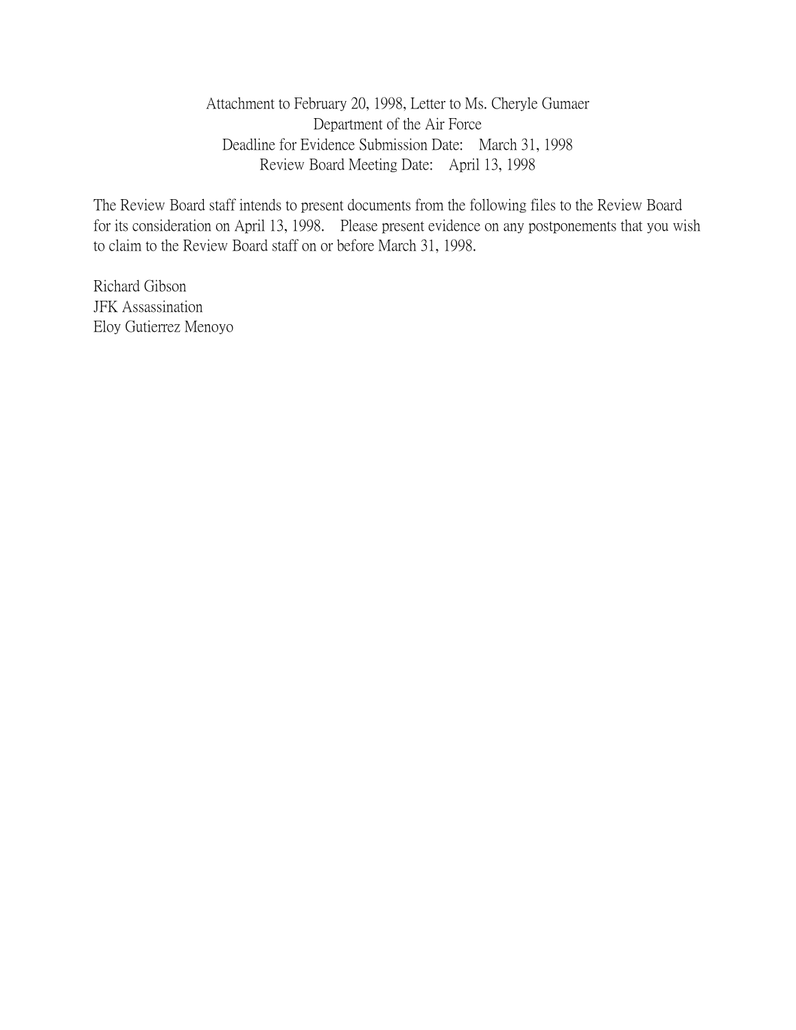Attachment to February 20, 1998, Letter to Ms. Cheryle Gumaer
Department of the Air Force
Deadline for Evidence Submission Date: March 31, 1998
Review Board Meeting Date: April 13, 1998

The Review Board staff intends to present documents from the following files to the Review Board for its consideration on April 13, 1998. Please present evidence on any postponements that you wish to claim to the Review Board staff on or before March 31, 1998.

Richard Gibson
JFK Assassination
Eloy Gutierrez Menoyo